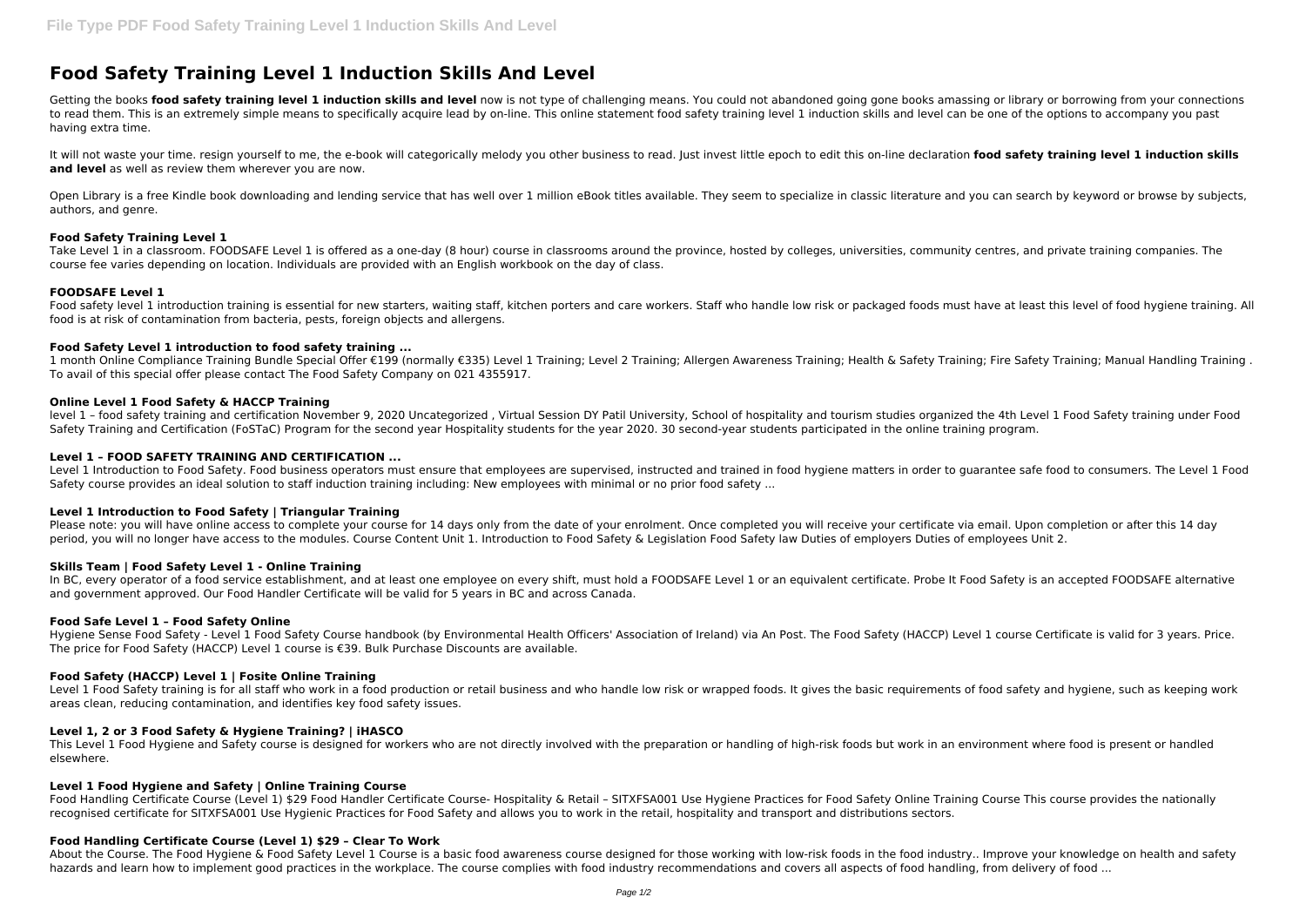# Food Safety Training Level 1 Induction Skills And Level

Getting the books **food safety training level 1 induction skills and level** now is not type of challenging means. You could not abandoned going gone books amassing or library or borrowing from your connections to read them. This is an extremely simple means to specifically acquire lead by on-line. This online statement food safety training level 1 induction skills and level can be one of the options to accompany you past having extra time.

It will not waste your time. resign yourself to me, the e-book will categorically melody you other business to read. Just invest little epoch to edit this on-line declaration **food safety training level 1 induction skills and level** as well as review them wherever you are now.

Open Library is a free Kindle book downloading and lending service that has well over 1 million eBook titles available. They seem to specialize in classic literature and you can search by keyword or browse by subjects, authors, and genre.

### Food Safety Training Level 1

Take Level 1 in a classroom. FOODSAFE Level 1 is offered as a one-day (8 hour) course in classrooms around the province, hosted by colleges, universities, community centres, and private training companies. The course fee varies depending on location. Individuals are provided with an English workbook on the day of class.

### FOODSAFE Level 1

Food safety level 1 introduction training is essential for new starters, waiting staff, kitchen porters and care workers. Staff who handle low risk or packaged foods must have at least this level of food hygiene training. All food is at risk of contamination from bacteria, pests, foreign objects and allergens.

### Food Safety Level 1 introduction to food safety training ...

1 month Online Compliance Training Bundle Special Offer €199 (normally €335) Level 1 Training; Level 2 Training; Allergen Awareness Training; Health & Safety Training; Fire Safety Training; Manual Handling Training . To avail of this special offer please contact The Food Safety Company on 021 4355917.

### Online Level 1 Food Safety & HACCP Training

level 1 – food safety training and certification November 9, 2020 Uncategorized , Virtual Session DY Patil University, School of hospitality and tourism studies organized the 4th Level 1 Food Safety training under Food Safety Training and Certification (FoSTaC) Program for the second year Hospitality students for the year 2020. 30 second-year students participated in the online training program.

### Level 1 – FOOD SAFETY TRAINING AND CERTIFICATION ...

Level 1 Introduction to Food Safety. Food business operators must ensure that employees are supervised, instructed and trained in food hygiene matters in order to guarantee safe food to consumers. The Level 1 Food Safety course provides an ideal solution to staff induction training including: New employees with minimal or no prior food safety ...

### Level 1 Introduction to Food Safety | Triangular Training

Please note: you will have online access to complete your course for 14 days only from the date of your enrolment. Once completed you will receive your certificate via email. Upon completion or after this 14 day period, you will no longer have access to the modules. Course Content Unit 1. Introduction to Food Safety & Legislation Food Safety law Duties of employers Duties of employees Unit 2.

### Skills Team | Food Safety Level 1 - Online Training

In BC, every operator of a food service establishment, and at least one employee on every shift, must hold a FOODSAFE Level 1 or an equivalent certificate. Probe It Food Safety is an accepted FOODSAFE alternative and government approved. Our Food Handler Certificate will be valid for 5 years in BC and across Canada.

### Food Safe Level 1 – Food Safety Online

Hygiene Sense Food Safety - Level 1 Food Safety Course handbook (by Environmental Health Officers' Association of Ireland) via An Post. The Food Safety (HACCP) Level 1 course Certificate is valid for 3 years. Price. The price for Food Safety (HACCP) Level 1 course is €39. Bulk Purchase Discounts are available.

### Food Safety (HACCP) Level 1 | Fosite Online Training

Level 1 Food Safety training is for all staff who work in a food production or retail business and who handle low risk or wrapped foods. It gives the basic requirements of food safety and hygiene, such as keeping work areas clean, reducing contamination, and identifies key food safety issues.

### Level 1, 2 or 3 Food Safety & Hygiene Training? | iHASCO

This Level 1 Food Hygiene and Safety course is designed for workers who are not directly involved with the preparation or handling of high-risk foods but work in an environment where food is present or handled elsewhere.

### Level 1 Food Hygiene and Safety | Online Training Course

Food Handling Certificate Course (Level 1) $29 Food Handler Certificate Course- Hospitality & Retail – SITXFSA001 Use Hygiene Practices for Food Safety Online Training Course This course provides the nationally recognised certificate for SITXFSA001 Use Hygienic Practices for Food Safety and allows you to work in the retail, hospitality and transport and distributions sectors.

### Food Handling Certificate Course (Level 1) $29 – Clear To Work

About the Course. The Food Hygiene & Food Safety Level 1 Course is a basic food awareness course designed for those working with low-risk foods in the food industry.. Improve your knowledge on health and safety hazards and learn how to implement good practices in the workplace. The course complies with food industry recommendations and covers all aspects of food handling, from delivery of food ...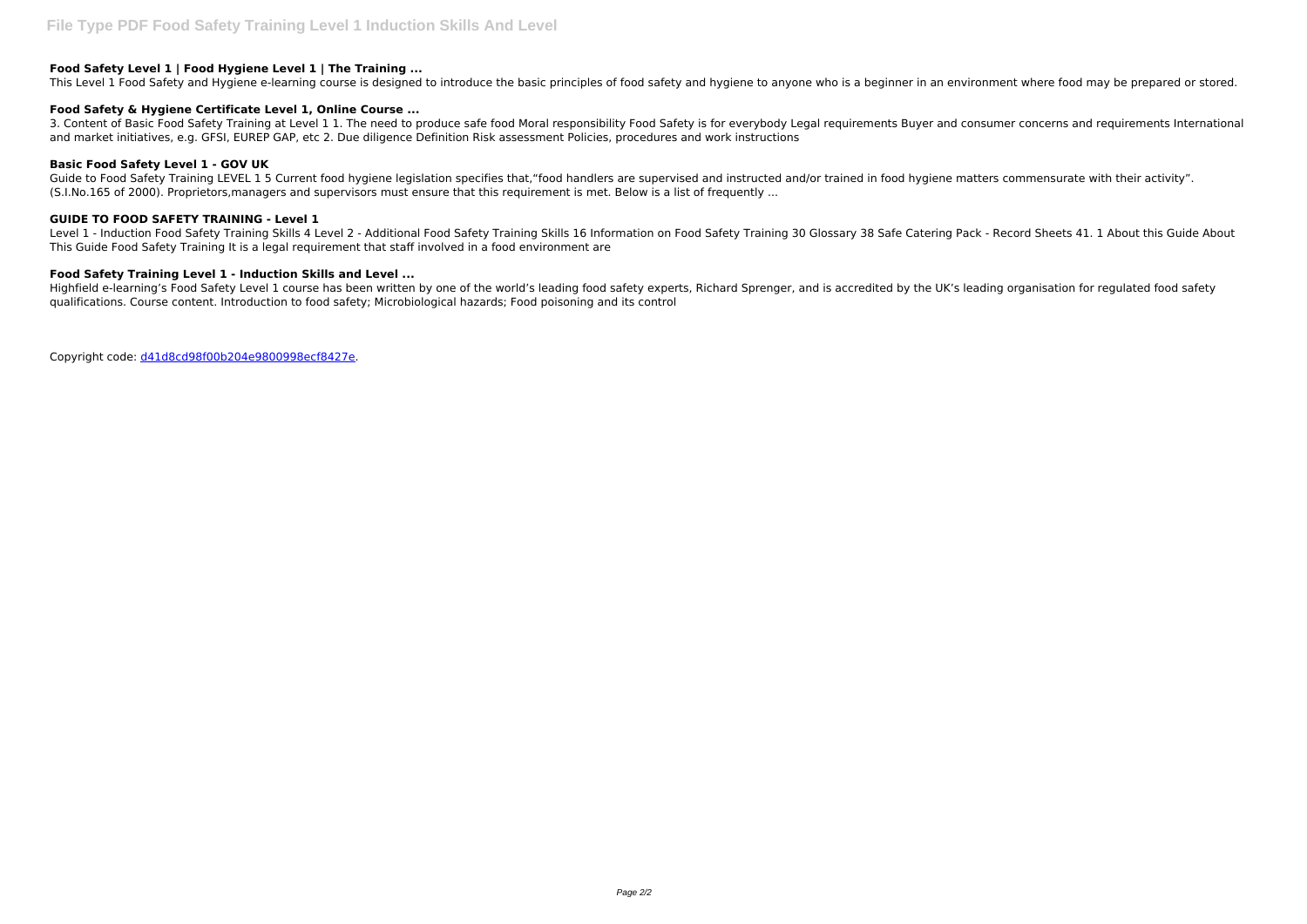### Food Safety Level 1 | Food Hygiene Level 1 | The Training ...

This Level 1 Food Safety and Hygiene e-learning course is designed to introduce the basic principles of food safety and hygiene to anyone who is a beginner in an environment where food may be prepared or stored.

### Food Safety & Hygiene Certificate Level 1, Online Course ...

3. Content of Basic Food Safety Training at Level 1 1. The need to produce safe food Moral responsibility Food Safety is for everybody Legal requirements Buyer and consumer concerns and requirements International and market initiatives, e.g. GFSI, EUREP GAP, etc 2. Due diligence Definition Risk assessment Policies, procedures and work instructions

### Basic Food Safety Level 1 - GOV UK

Guide to Food Safety Training LEVEL 1 5 Current food hygiene legislation specifies that,"food handlers are supervised and instructed and/or trained in food hygiene matters commensurate with their activity". (S.I.No.165 of 2000). Proprietors,managers and supervisors must ensure that this requirement is met. Below is a list of frequently ...

### GUIDE TO FOOD SAFETY TRAINING - Level 1

Level 1 - Induction Food Safety Training Skills 4 Level 2 - Additional Food Safety Training Skills 16 Information on Food Safety Training 30 Glossary 38 Safe Catering Pack - Record Sheets 41. 1 About this Guide About This Guide Food Safety Training It is a legal requirement that staff involved in a food environment are

### Food Safety Training Level 1 - Induction Skills and Level ...

Highfield e-learning's Food Safety Level 1 course has been written by one of the world's leading food safety experts, Richard Sprenger, and is accredited by the UK's leading organisation for regulated food safety qualifications. Course content. Introduction to food safety; Microbiological hazards; Food poisoning and its control

Copyright code: d41d8cd98f00b204e9800998ecf8427e.